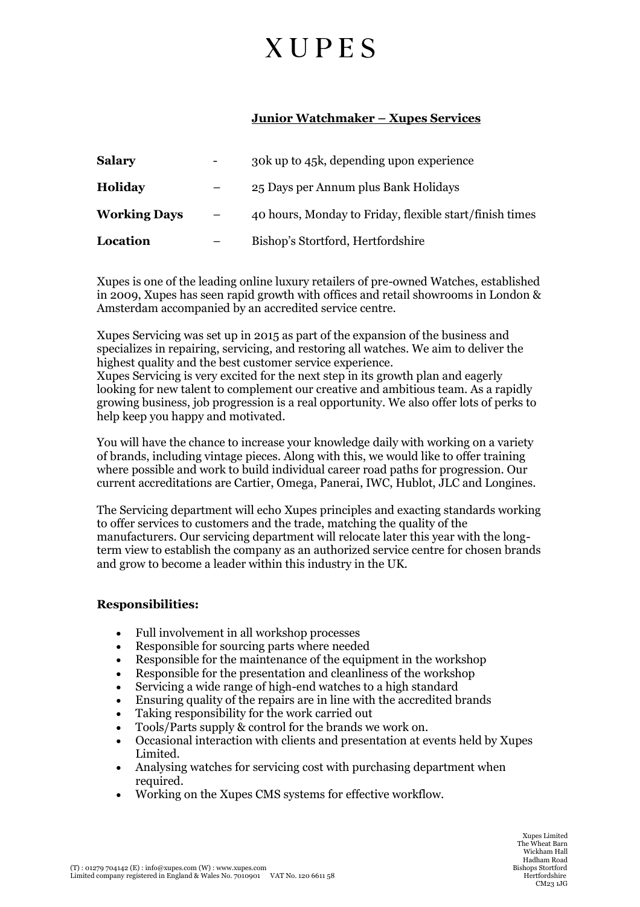# XUPES

## Junior Watchmaker – Xupes Services

| | | |
|---|---|---|
| **Salary** | - | 30k up to 45k, depending upon experience |
| **Holiday** | – | 25 Days per Annum plus Bank Holidays |
| **Working Days** | – | 40 hours, Monday to Friday, flexible start/finish times |
| **Location** | – | Bishop's Stortford, Hertfordshire |

Xupes is one of the leading online luxury retailers of pre-owned Watches, established in 2009, Xupes has seen rapid growth with offices and retail showrooms in London & Amsterdam accompanied by an accredited service centre.

Xupes Servicing was set up in 2015 as part of the expansion of the business and specializes in repairing, servicing, and restoring all watches. We aim to deliver the highest quality and the best customer service experience.
Xupes Servicing is very excited for the next step in its growth plan and eagerly looking for new talent to complement our creative and ambitious team. As a rapidly growing business, job progression is a real opportunity. We also offer lots of perks to help keep you happy and motivated.

You will have the chance to increase your knowledge daily with working on a variety of brands, including vintage pieces. Along with this, we would like to offer training where possible and work to build individual career road paths for progression. Our current accreditations are Cartier, Omega, Panerai, IWC, Hublot, JLC and Longines.

The Servicing department will echo Xupes principles and exacting standards working to offer services to customers and the trade, matching the quality of the manufacturers. Our servicing department will relocate later this year with the long-term view to establish the company as an authorized service centre for chosen brands and grow to become a leader within this industry in the UK.

### Responsibilities:

- Full involvement in all workshop processes
- Responsible for sourcing parts where needed
- Responsible for the maintenance of the equipment in the workshop
- Responsible for the presentation and cleanliness of the workshop
- Servicing a wide range of high-end watches to a high standard
- Ensuring quality of the repairs are in line with the accredited brands
- Taking responsibility for the work carried out
- Tools/Parts supply & control for the brands we work on.
- Occasional interaction with clients and presentation at events held by Xupes Limited.
- Analysing watches for servicing cost with purchasing department when required.
- Working on the Xupes CMS systems for effective workflow.

(T) : 01279 704142 (E) : info@xupes.com (W) : www.xupes.com
Limited company registered in England & Wales No. 7010901 VAT No. 120 6611 58

Xupes Limited
The Wheat Barn
Wickham Hall
Hadham Road
Bishops Stortford
Hertfordshire
CM23 1JG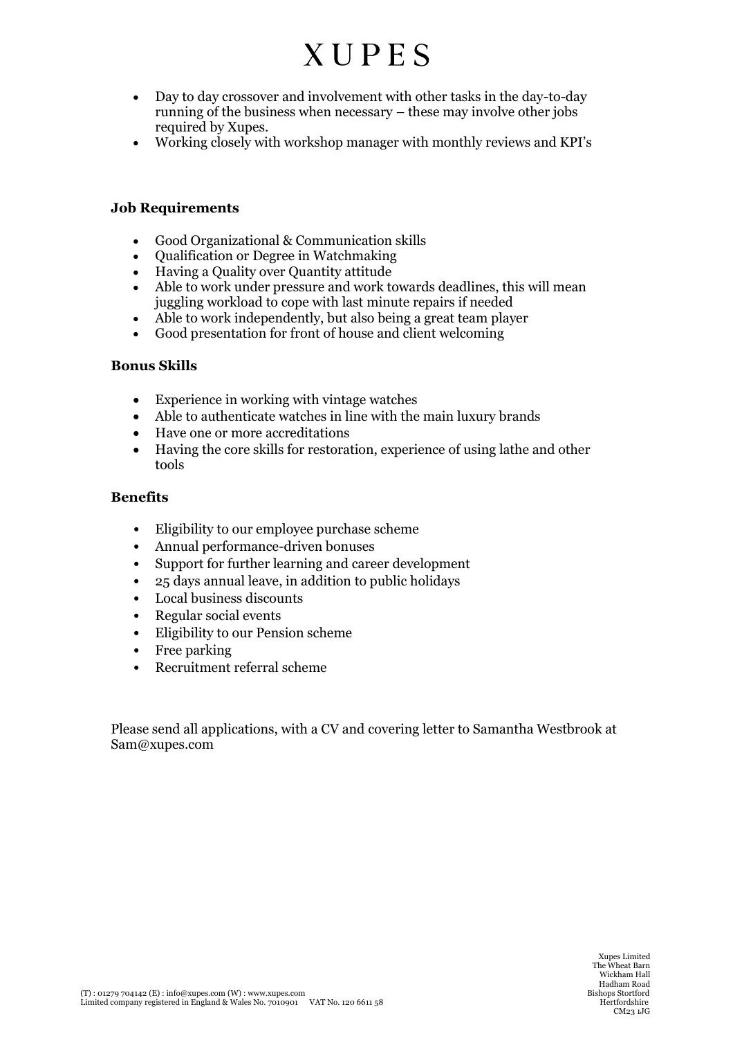- Day to day crossover and involvement with other tasks in the day-to-day running of the business when necessary – these may involve other jobs required by Xupes.
- Working closely with workshop manager with monthly reviews and KPI's

### Job Requirements

- Good Organizational & Communication skills
- Qualification or Degree in Watchmaking
- Having a Quality over Quantity attitude
- Able to work under pressure and work towards deadlines, this will mean juggling workload to cope with last minute repairs if needed
- Able to work independently, but also being a great team player
- Good presentation for front of house and client welcoming

### Bonus Skills

- Experience in working with vintage watches
- Able to authenticate watches in line with the main luxury brands
- Have one or more accreditations
- Having the core skills for restoration, experience of using lathe and other tools

### Benefits

- Eligibility to our employee purchase scheme
- Annual performance-driven bonuses
- Support for further learning and career development
- 25 days annual leave, in addition to public holidays
- Local business discounts
- Regular social events
- Eligibility to our Pension scheme
- Free parking
- Recruitment referral scheme

Please send all applications, with a CV and covering letter to Samantha Westbrook at Sam@xupes.com